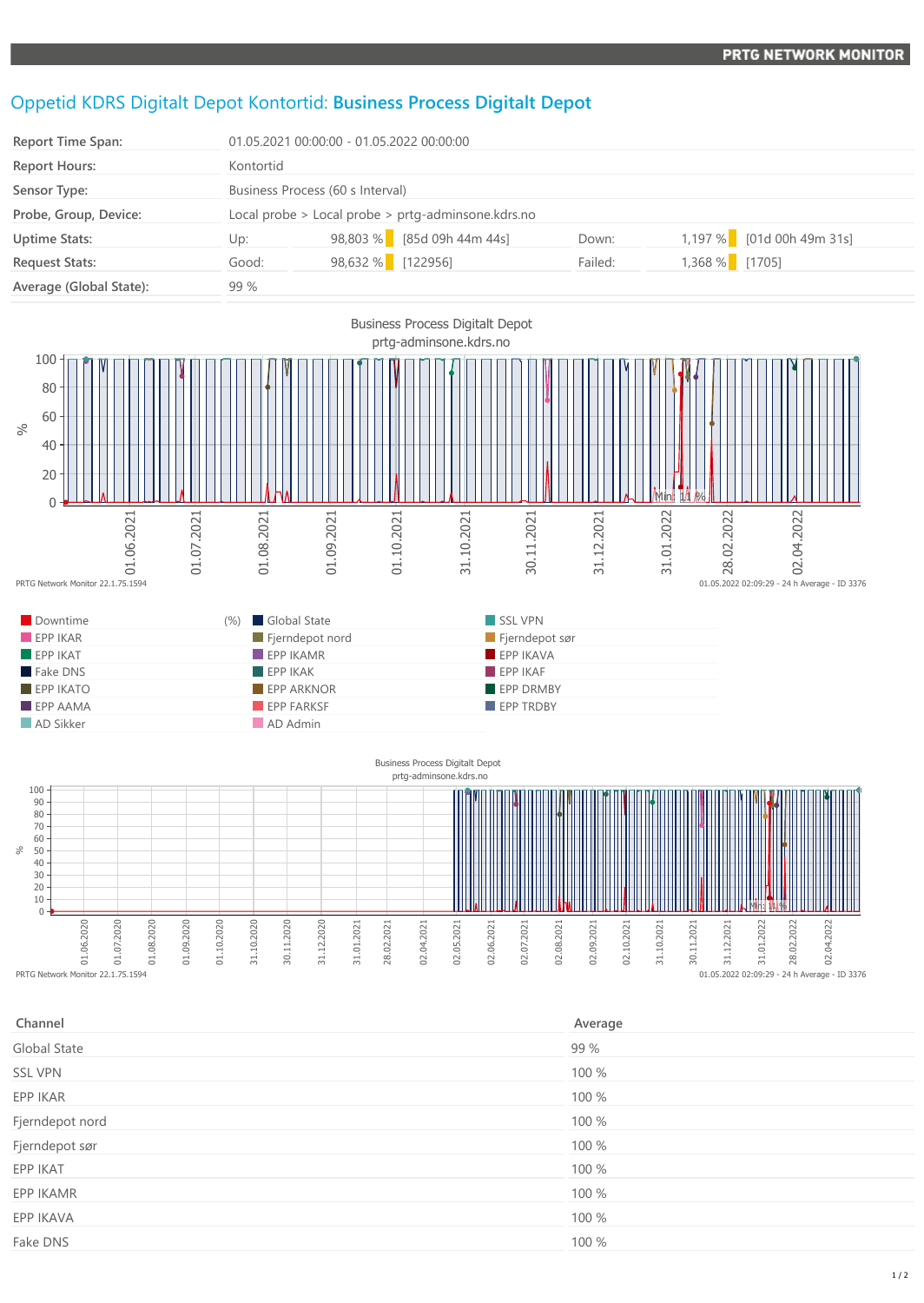# Oppetid KDRS Digitalt Depot Kontortid: **Business Process Digitalt Depot**

| | | | | | |
|---|---|---|---|---|---|
| **Report Time Span:** | 01.05.2021 00:00:00 - 01.05.2022 00:00:00 | | | | |
| **Report Hours:** | Kontortid | | | | |
| **Sensor Type:** | Business Process (60 s Interval) | | | | |
| **Probe, Group, Device:** | Local probe > Local probe > prtg-adminsone.kdrs.no | | | | |
| **Uptime Stats:** | Up: | 98,803 % | [85d 09h 44m 44s] | Down: | 1,197 % [01d 00h 49m 31s] |
| **Request Stats:** | Good: | 98,632 % | [122956] | Failed: | 1,368 % [1705] |
| **Average (Global State):** | 99 % | | | | |

Business Process Digitalt Depot
prtg-adminsone.kdrs.no

PRTG Network Monitor 22.1.75.1594

01.05.2022 02:09:29 - 24 h Average - ID 3376

Legend (%): Downtime, EPP IKAR, EPP IKAT, Fake DNS, EPP IKATO, EPP AAMA, AD Sikker, Global State, Fjerndepot nord, EPP IKAMR, EPP IKAK, EPP ARKNOR, EPP FARKSF, AD Admin, SSL VPN, Fjerndepot sør, EPP IKAVA, EPP IKAF, EPP DRMBY, EPP TRDBY

Business Process Digitalt Depot
prtg-adminsone.kdrs.no

PRTG Network Monitor 22.1.75.1594

01.05.2022 02:09:29 - 24 h Average - ID 3376

| Channel | Average |
|---|---|
| Global State | 99 % |
| SSL VPN | 100 % |
| EPP IKAR | 100 % |
| Fjerndepot nord | 100 % |
| Fjerndepot sør | 100 % |
| EPP IKAT | 100 % |
| EPP IKAMR | 100 % |
| EPP IKAVA | 100 % |
| Fake DNS | 100 % |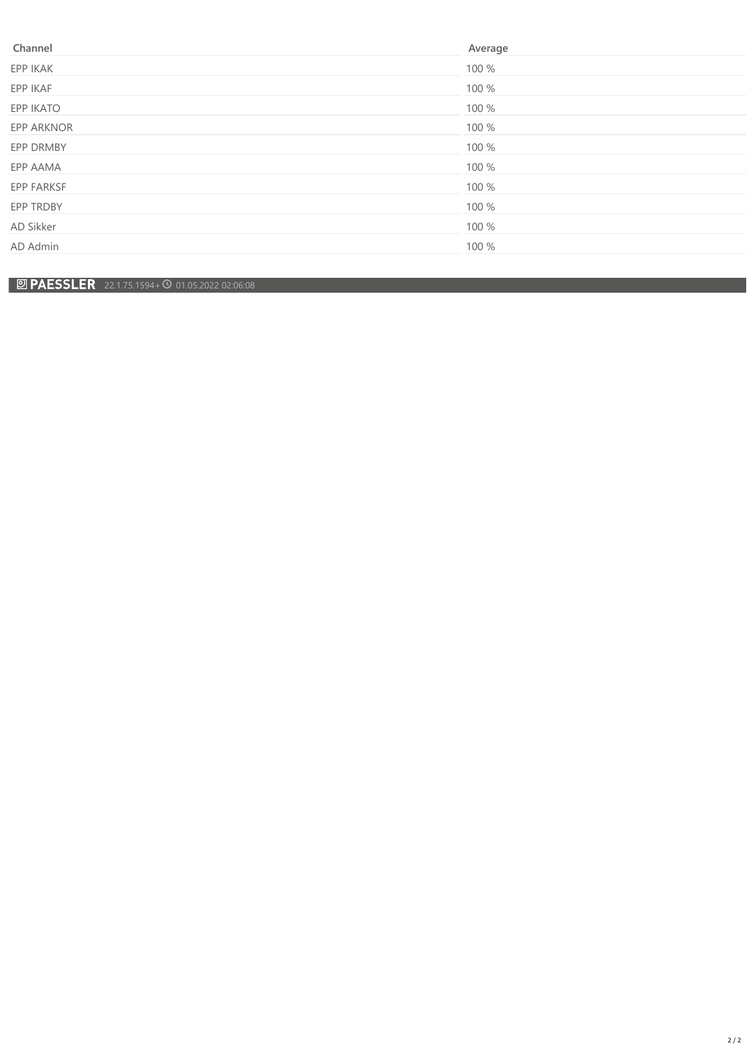| Channel | Average |
|---|---|
| EPP IKAK | 100 % |
| EPP IKAF | 100 % |
| EPP IKATO | 100 % |
| EPP ARKNOR | 100 % |
| EPP DRMBY | 100 % |
| EPP AAMA | 100 % |
| EPP FARKSF | 100 % |
| EPP TRDBY | 100 % |
| AD Sikker | 100 % |
| AD Admin | 100 % |

PAESSLER 22.1.75.1594+ 01.05.2022 02:06:08